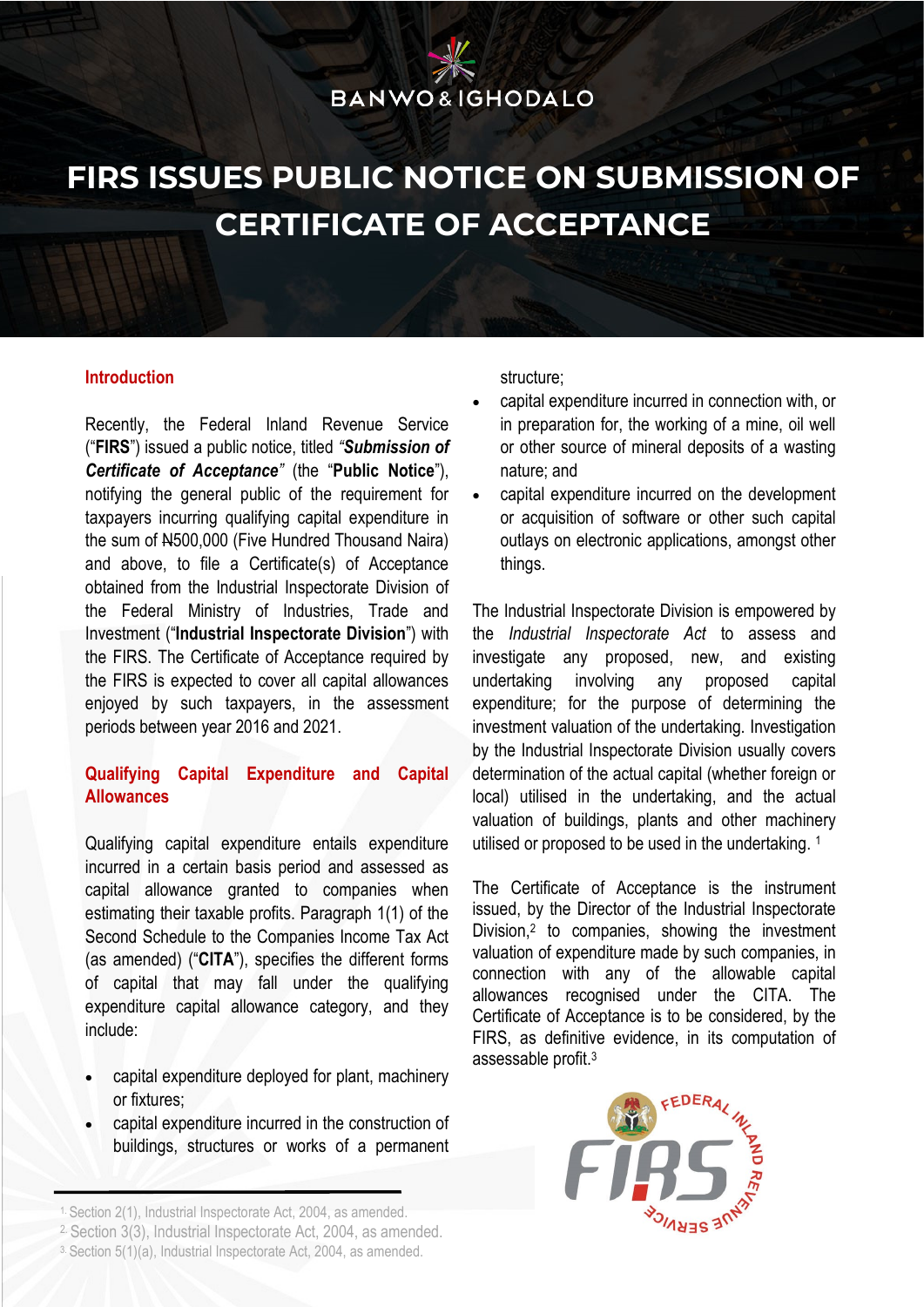BANWO & IGHODALO

# FIRS ISSUES PUBLIC NOTICE ON SUBMISSION OF CERTIFICATE OF ACCEPTANCE

## Introduction

Recently, the Federal Inland Revenue Service ("**FIRS**") issued a public notice, titled ***"Submission of Certificate of Acceptance"*** (the "**Public Notice**"), notifying the general public of the requirement for taxpayers incurring qualifying capital expenditure in the sum of ₦500,000 (Five Hundred Thousand Naira) and above, to file a Certificate(s) of Acceptance obtained from the Industrial Inspectorate Division of the Federal Ministry of Industries, Trade and Investment ("**Industrial Inspectorate Division**") with the FIRS. The Certificate of Acceptance required by the FIRS is expected to cover all capital allowances enjoyed by such taxpayers, in the assessment periods between year 2016 and 2021.

## Qualifying Capital Expenditure and Capital Allowances

Qualifying capital expenditure entails expenditure incurred in a certain basis period and assessed as capital allowance granted to companies when estimating their taxable profits. Paragraph 1(1) of the Second Schedule to the Companies Income Tax Act (as amended) ("**CITA**"), specifies the different forms of capital that may fall under the qualifying expenditure capital allowance category, and they include:

- capital expenditure deployed for plant, machinery or fixtures;
- capital expenditure incurred in the construction of buildings, structures or works of a permanent structure;
- capital expenditure incurred in connection with, or in preparation for, the working of a mine, oil well or other source of mineral deposits of a wasting nature; and
- capital expenditure incurred on the development or acquisition of software or other such capital outlays on electronic applications, amongst other things.

The Industrial Inspectorate Division is empowered by the *Industrial Inspectorate Act* to assess and investigate any proposed, new, and existing undertaking involving any proposed capital expenditure; for the purpose of determining the investment valuation of the undertaking. Investigation by the Industrial Inspectorate Division usually covers determination of the actual capital (whether foreign or local) utilised in the undertaking, and the actual valuation of buildings, plants and other machinery utilised or proposed to be used in the undertaking. [1]

The Certificate of Acceptance is the instrument issued, by the Director of the Industrial Inspectorate Division,[2] to companies, showing the investment valuation of expenditure made by such companies, in connection with any of the allowable capital allowances recognised under the CITA. The Certificate of Acceptance is to be considered, by the FIRS, as definitive evidence, in its computation of assessable profit.[3]

---

[1] Section 2(1), Industrial Inspectorate Act, 2004, as amended.
[2] Section 3(3), Industrial Inspectorate Act, 2004, as amended.
[3] Section 5(1)(a), Industrial Inspectorate Act, 2004, as amended.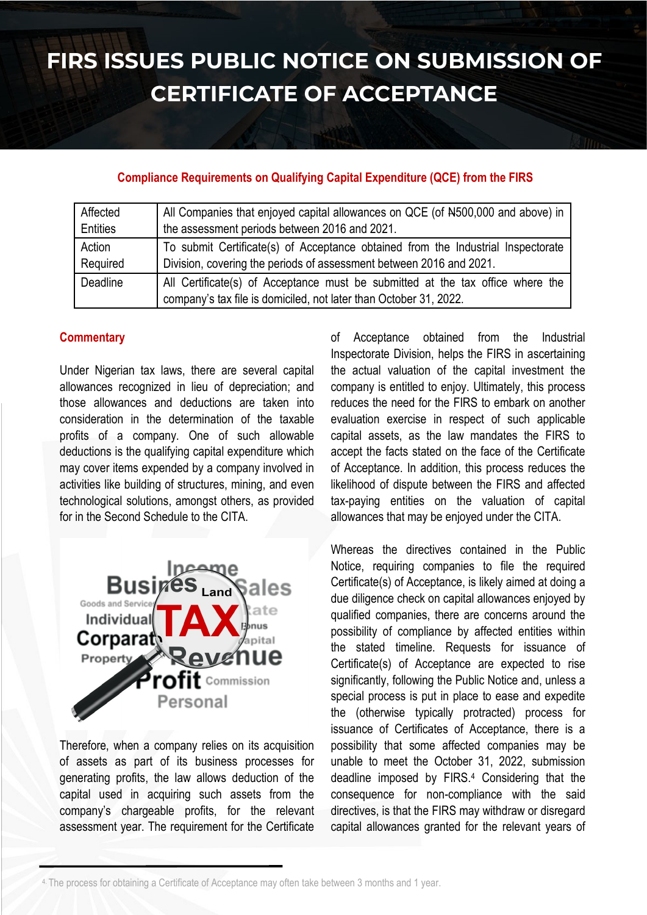# FIRS ISSUES PUBLIC NOTICE ON SUBMISSION OF CERTIFICATE OF ACCEPTANCE

**Compliance Requirements on Qualifying Capital Expenditure (QCE) from the FIRS**

| Affected Entities | All Companies that enjoyed capital allowances on QCE (of ₦500,000 and above) in the assessment periods between 2016 and 2021. |
|---|---|
| Action Required | To submit Certificate(s) of Acceptance obtained from the Industrial Inspectorate Division, covering the periods of assessment between 2016 and 2021. |
| Deadline | All Certificate(s) of Acceptance must be submitted at the tax office where the company's tax file is domiciled, not later than October 31, 2022. |

## Commentary

Under Nigerian tax laws, there are several capital allowances recognized in lieu of depreciation; and those allowances and deductions are taken into consideration in the determination of the taxable profits of a company. One of such allowable deductions is the qualifying capital expenditure which may cover items expended by a company involved in activities like building of structures, mining, and even technological solutions, amongst others, as provided for in the Second Schedule to the CITA.

Therefore, when a company relies on its acquisition of assets as part of its business processes for generating profits, the law allows deduction of the capital used in acquiring such assets from the company's chargeable profits, for the relevant assessment year. The requirement for the Certificate of Acceptance obtained from the Industrial Inspectorate Division, helps the FIRS in ascertaining the actual valuation of the capital investment the company is entitled to enjoy. Ultimately, this process reduces the need for the FIRS to embark on another evaluation exercise in respect of such applicable capital assets, as the law mandates the FIRS to accept the facts stated on the face of the Certificate of Acceptance. In addition, this process reduces the likelihood of dispute between the FIRS and affected tax-paying entities on the valuation of capital allowances that may be enjoyed under the CITA.

Whereas the directives contained in the Public Notice, requiring companies to file the required Certificate(s) of Acceptance, is likely aimed at doing a due diligence check on capital allowances enjoyed by qualified companies, there are concerns around the possibility of compliance by affected entities within the stated timeline. Requests for issuance of Certificate(s) of Acceptance are expected to rise significantly, following the Public Notice and, unless a special process is put in place to ease and expedite the (otherwise typically protracted) process for issuance of Certificates of Acceptance, there is a possibility that some affected companies may be unable to meet the October 31, 2022, submission deadline imposed by FIRS.[4] Considering that the consequence for non-compliance with the said directives, is that the FIRS may withdraw or disregard capital allowances granted for the relevant years of

[4] The process for obtaining a Certificate of Acceptance may often take between 3 months and 1 year.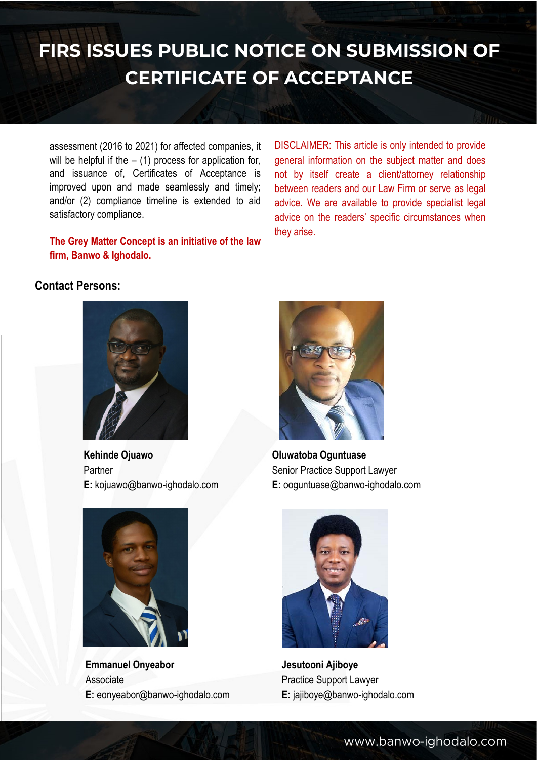# FIRS ISSUES PUBLIC NOTICE ON SUBMISSION OF CERTIFICATE OF ACCEPTANCE

assessment (2016 to 2021) for affected companies, it will be helpful if the – (1) process for application for, and issuance of, Certificates of Acceptance is improved upon and made seamlessly and timely; and/or (2) compliance timeline is extended to aid satisfactory compliance.

**The Grey Matter Concept is an initiative of the law firm, Banwo & Ighodalo.**

DISCLAIMER: This article is only intended to provide general information on the subject matter and does not by itself create a client/attorney relationship between readers and our Law Firm or serve as legal advice. We are available to provide specialist legal advice on the readers' specific circumstances when they arise.

## Contact Persons:

**Kehinde Ojuawo**
Partner
**E:** kojuawo@banwo-ighodalo.com

**Oluwatoba Oguntuase**
Senior Practice Support Lawyer
**E:** ooguntuase@banwo-ighodalo.com

**Emmanuel Onyeabor**
Associate
**E:** eonyeabor@banwo-ighodalo.com

**Jesutooni Ajiboye**
Practice Support Lawyer
**E:** jajiboye@banwo-ighodalo.com

www.banwo-ighodalo.com